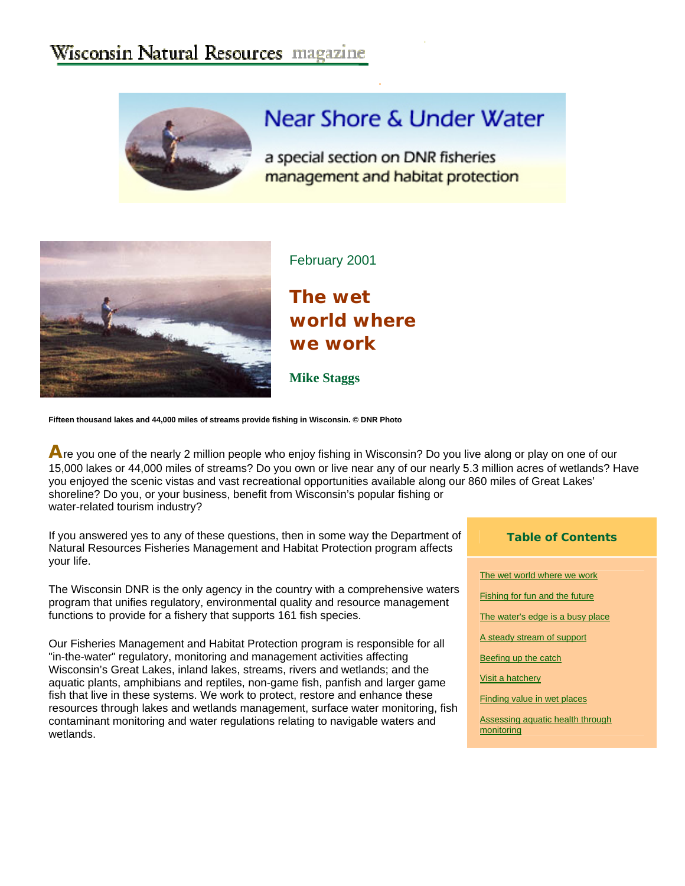Wisconsin Natural Resources magazine

# Near Shore & Under Water

a special section on DNR fisheries management and habitat protection

February 2001

## The wet world where we work

**Mike Staggs**

**Fifteen thousand lakes and 44,000 miles of streams provide fishing in Wisconsin. © DNR Photo**

Are you one of the nearly 2 million people who enjoy fishing in Wisconsin? Do you live along or play on one of our 15,000 lakes or 44,000 miles of streams? Do you own or live near any of our nearly 5.3 million acres of wetlands? Have you enjoyed the scenic vistas and vast recreational opportunities available along our 860 miles of Great Lakes' shoreline? Do you, or your business, benefit from Wisconsin's popular fishing or water-related tourism industry?

If you answered yes to any of these questions, then in some way the Department of Natural Resources Fisheries Management and Habitat Protection program affects your life.

The Wisconsin DNR is the only agency in the country with a comprehensive waters program that unifies regulatory, environmental quality and resource management functions to provide for a fishery that supports 161 fish species.

Our Fisheries Management and Habitat Protection program is responsible for all "in-the-water" regulatory, monitoring and management activities affecting Wisconsin's Great Lakes, inland lakes, streams, rivers and wetlands; and the aquatic plants, amphibians and reptiles, non-game fish, panfish and larger game fish that live in these systems. We work to protect, restore and enhance these resources through lakes and wetlands management, surface water monitoring, fish contaminant monitoring and water regulations relating to navigable waters and wetlands.

**Table of Contents**

- The wet world where we work
- Fishing for fun and the future
- The water's edge is a busy place
- A steady stream of support
- Beefing up the catch
- Visit a hatchery
- Finding value in wet places
- Assessing aquatic health through monitoring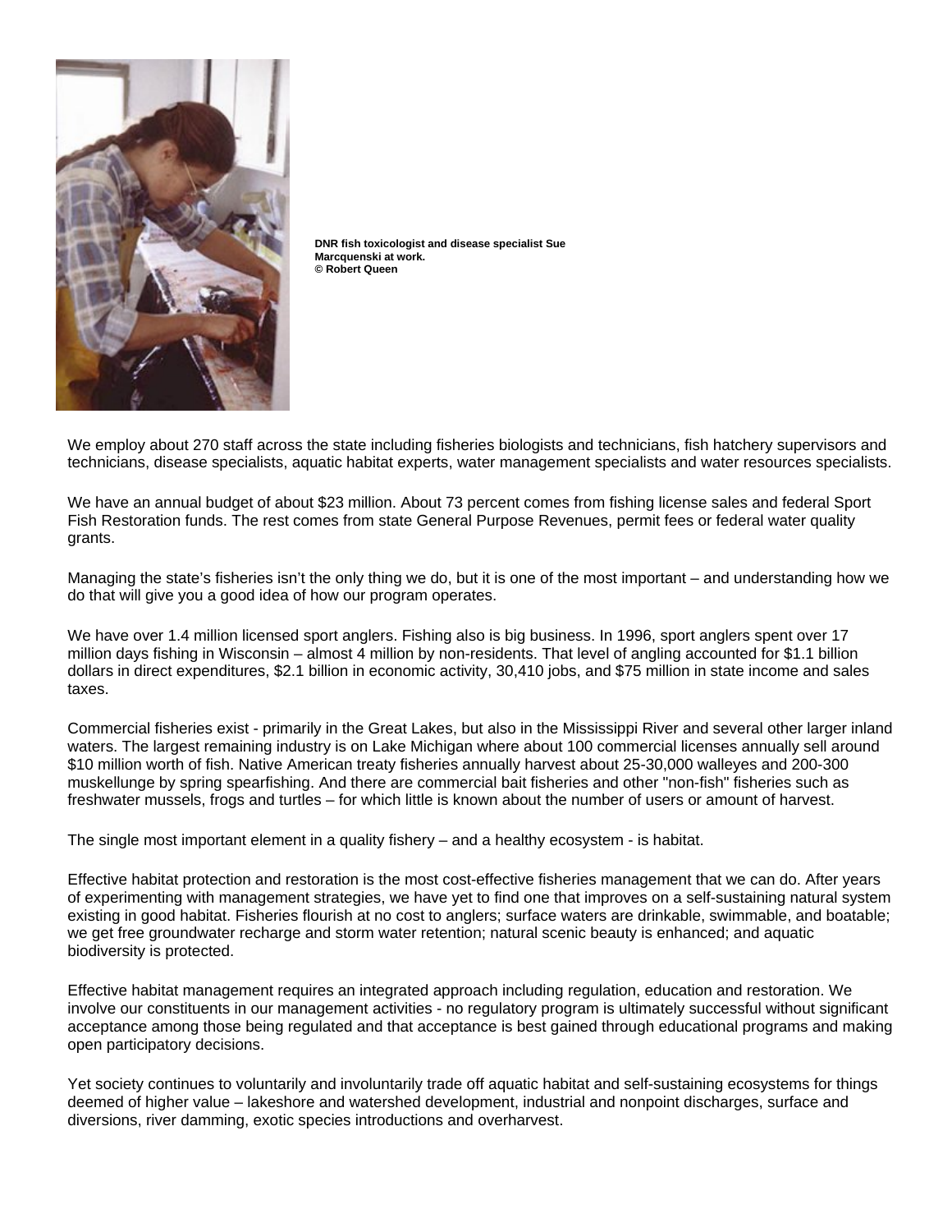**DNR fish toxicologist and disease specialist Sue Marcquenski at work.**
**© Robert Queen**

We employ about 270 staff across the state including fisheries biologists and technicians, fish hatchery supervisors and technicians, disease specialists, aquatic habitat experts, water management specialists and water resources specialists.

We have an annual budget of about $23 million. About 73 percent comes from fishing license sales and federal Sport Fish Restoration funds. The rest comes from state General Purpose Revenues, permit fees or federal water quality grants.

Managing the state's fisheries isn't the only thing we do, but it is one of the most important – and understanding how we do that will give you a good idea of how our program operates.

We have over 1.4 million licensed sport anglers. Fishing also is big business. In 1996, sport anglers spent over 17 million days fishing in Wisconsin – almost 4 million by non-residents. That level of angling accounted for $1.1 billion dollars in direct expenditures, $2.1 billion in economic activity, 30,410 jobs, and $75 million in state income and sales taxes.

Commercial fisheries exist - primarily in the Great Lakes, but also in the Mississippi River and several other larger inland waters. The largest remaining industry is on Lake Michigan where about 100 commercial licenses annually sell around $10 million worth of fish. Native American treaty fisheries annually harvest about 25-30,000 walleyes and 200-300 muskellunge by spring spearfishing. And there are commercial bait fisheries and other "non-fish" fisheries such as freshwater mussels, frogs and turtles – for which little is known about the number of users or amount of harvest.

The single most important element in a quality fishery – and a healthy ecosystem - is habitat.

Effective habitat protection and restoration is the most cost-effective fisheries management that we can do. After years of experimenting with management strategies, we have yet to find one that improves on a self-sustaining natural system existing in good habitat. Fisheries flourish at no cost to anglers; surface waters are drinkable, swimmable, and boatable; we get free groundwater recharge and storm water retention; natural scenic beauty is enhanced; and aquatic biodiversity is protected.

Effective habitat management requires an integrated approach including regulation, education and restoration. We involve our constituents in our management activities - no regulatory program is ultimately successful without significant acceptance among those being regulated and that acceptance is best gained through educational programs and making open participatory decisions.

Yet society continues to voluntarily and involuntarily trade off aquatic habitat and self-sustaining ecosystems for things deemed of higher value – lakeshore and watershed development, industrial and nonpoint discharges, surface and diversions, river damming, exotic species introductions and overharvest.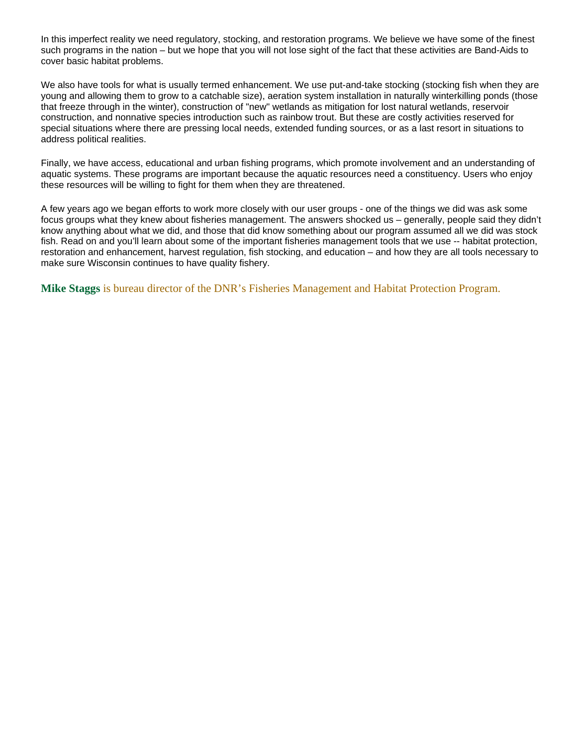In this imperfect reality we need regulatory, stocking, and restoration programs. We believe we have some of the finest such programs in the nation – but we hope that you will not lose sight of the fact that these activities are Band-Aids to cover basic habitat problems.

We also have tools for what is usually termed enhancement. We use put-and-take stocking (stocking fish when they are young and allowing them to grow to a catchable size), aeration system installation in naturally winterkilling ponds (those that freeze through in the winter), construction of "new" wetlands as mitigation for lost natural wetlands, reservoir construction, and nonnative species introduction such as rainbow trout. But these are costly activities reserved for special situations where there are pressing local needs, extended funding sources, or as a last resort in situations to address political realities.

Finally, we have access, educational and urban fishing programs, which promote involvement and an understanding of aquatic systems. These programs are important because the aquatic resources need a constituency. Users who enjoy these resources will be willing to fight for them when they are threatened.

A few years ago we began efforts to work more closely with our user groups - one of the things we did was ask some focus groups what they knew about fisheries management. The answers shocked us – generally, people said they didn't know anything about what we did, and those that did know something about our program assumed all we did was stock fish. Read on and you'll learn about some of the important fisheries management tools that we use -- habitat protection, restoration and enhancement, harvest regulation, fish stocking, and education – and how they are all tools necessary to make sure Wisconsin continues to have quality fishery.

**Mike Staggs** is bureau director of the DNR's Fisheries Management and Habitat Protection Program.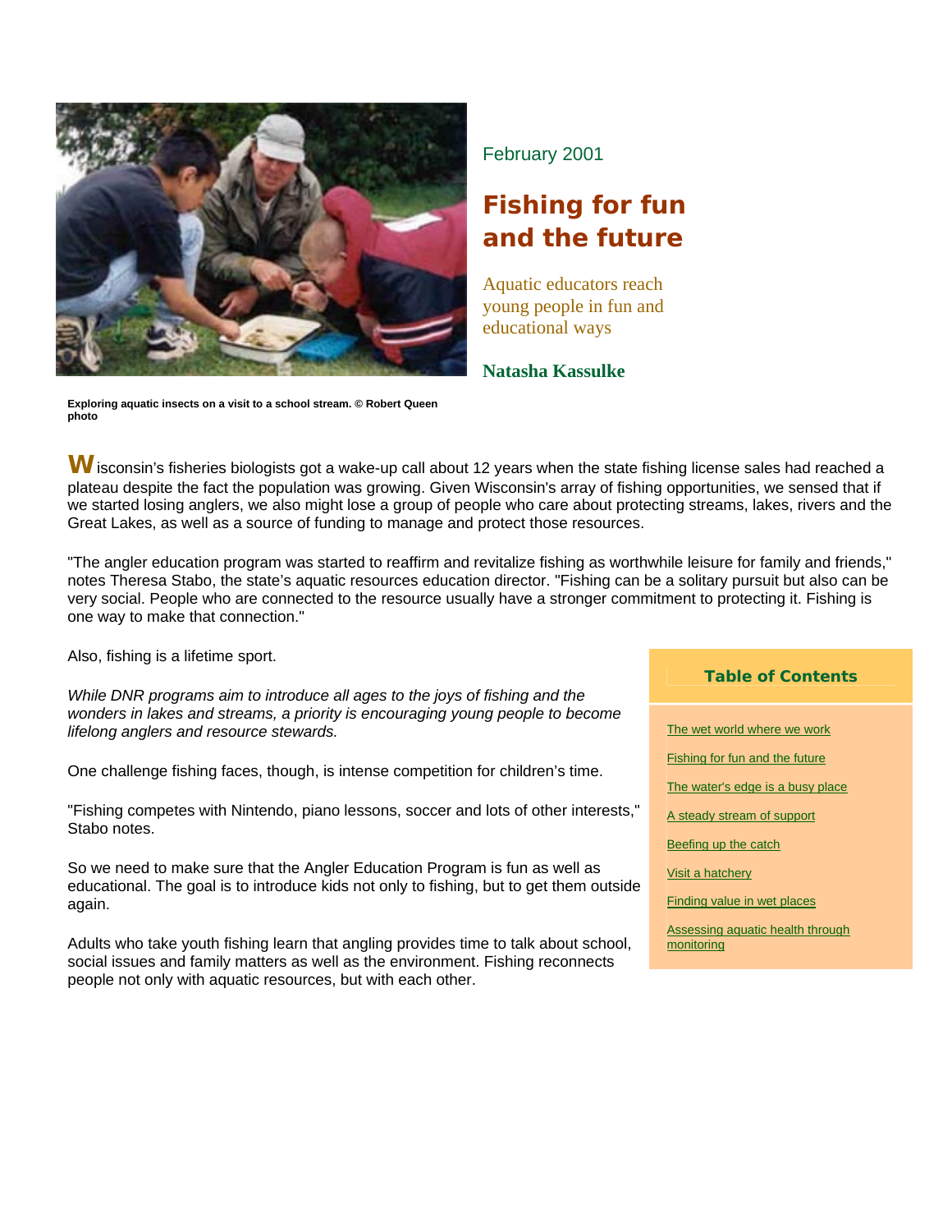February 2001

# Fishing for fun and the future

Aquatic educators reach young people in fun and educational ways

**Natasha Kassulke**

**Exploring aquatic insects on a visit to a school stream. © Robert Queen photo**

Wisconsin's fisheries biologists got a wake-up call about 12 years when the state fishing license sales had reached a plateau despite the fact the population was growing. Given Wisconsin's array of fishing opportunities, we sensed that if we started losing anglers, we also might lose a group of people who care about protecting streams, lakes, rivers and the Great Lakes, as well as a source of funding to manage and protect those resources.

"The angler education program was started to reaffirm and revitalize fishing as worthwhile leisure for family and friends," notes Theresa Stabo, the state's aquatic resources education director. "Fishing can be a solitary pursuit but also can be very social. People who are connected to the resource usually have a stronger commitment to protecting it. Fishing is one way to make that connection."

Also, fishing is a lifetime sport.

*While DNR programs aim to introduce all ages to the joys of fishing and the wonders in lakes and streams, a priority is encouraging young people to become lifelong anglers and resource stewards.*

One challenge fishing faces, though, is intense competition for children's time.

"Fishing competes with Nintendo, piano lessons, soccer and lots of other interests," Stabo notes.

So we need to make sure that the Angler Education Program is fun as well as educational. The goal is to introduce kids not only to fishing, but to get them outside again.

Adults who take youth fishing learn that angling provides time to talk about school, social issues and family matters as well as the environment. Fishing reconnects people not only with aquatic resources, but with each other.

**Table of Contents**

- The wet world where we work
- Fishing for fun and the future
- The water's edge is a busy place
- A steady stream of support
- Beefing up the catch
- Visit a hatchery
- Finding value in wet places
- Assessing aquatic health through monitoring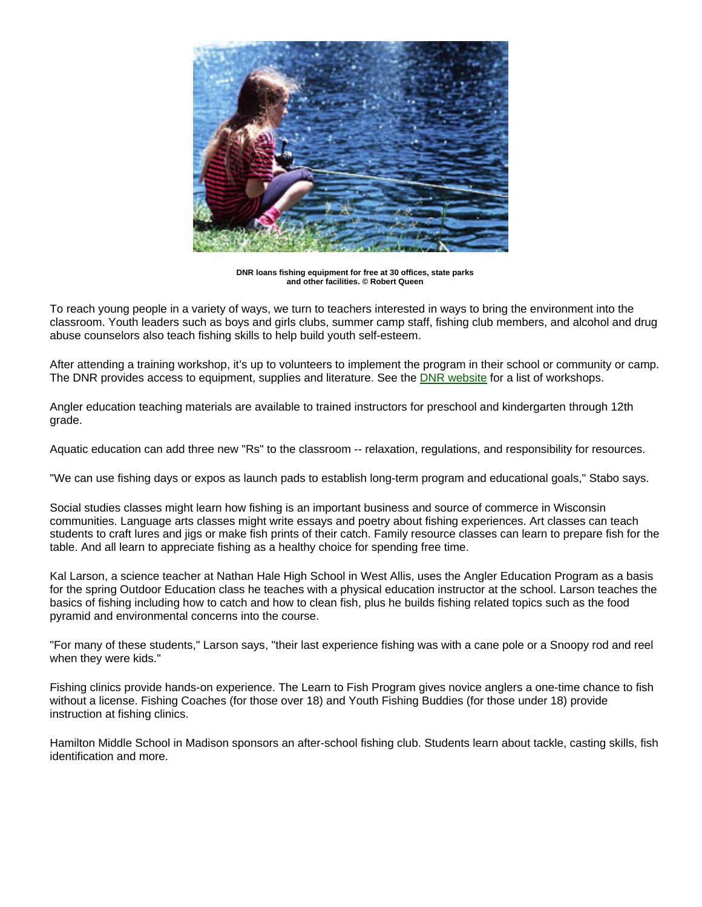**DNR loans fishing equipment for free at 30 offices, state parks and other facilities. © Robert Queen**

To reach young people in a variety of ways, we turn to teachers interested in ways to bring the environment into the classroom. Youth leaders such as boys and girls clubs, summer camp staff, fishing club members, and alcohol and drug abuse counselors also teach fishing skills to help build youth self-esteem.

After attending a training workshop, it's up to volunteers to implement the program in their school or community or camp. The DNR provides access to equipment, supplies and literature. See the DNR website for a list of workshops.

Angler education teaching materials are available to trained instructors for preschool and kindergarten through 12th grade.

Aquatic education can add three new "Rs" to the classroom -- relaxation, regulations, and responsibility for resources.

"We can use fishing days or expos as launch pads to establish long-term program and educational goals," Stabo says.

Social studies classes might learn how fishing is an important business and source of commerce in Wisconsin communities. Language arts classes might write essays and poetry about fishing experiences. Art classes can teach students to craft lures and jigs or make fish prints of their catch. Family resource classes can learn to prepare fish for the table. And all learn to appreciate fishing as a healthy choice for spending free time.

Kal Larson, a science teacher at Nathan Hale High School in West Allis, uses the Angler Education Program as a basis for the spring Outdoor Education class he teaches with a physical education instructor at the school. Larson teaches the basics of fishing including how to catch and how to clean fish, plus he builds fishing related topics such as the food pyramid and environmental concerns into the course.

"For many of these students," Larson says, "their last experience fishing was with a cane pole or a Snoopy rod and reel when they were kids."

Fishing clinics provide hands-on experience. The Learn to Fish Program gives novice anglers a one-time chance to fish without a license. Fishing Coaches (for those over 18) and Youth Fishing Buddies (for those under 18) provide instruction at fishing clinics.

Hamilton Middle School in Madison sponsors an after-school fishing club. Students learn about tackle, casting skills, fish identification and more.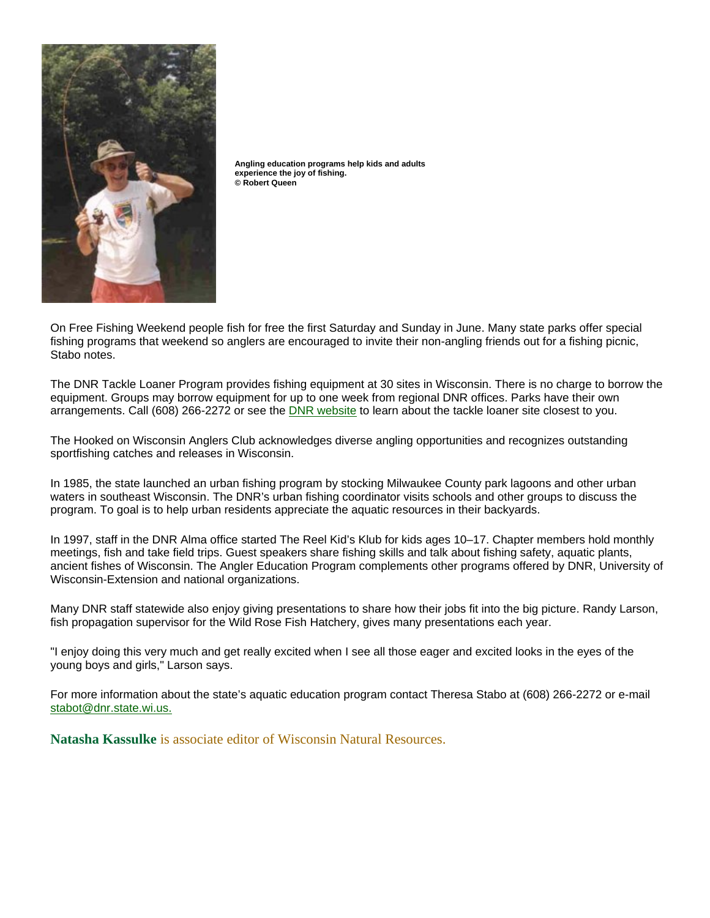**Angling education programs help kids and adults experience the joy of fishing.**
**© Robert Queen**

On Free Fishing Weekend people fish for free the first Saturday and Sunday in June. Many state parks offer special fishing programs that weekend so anglers are encouraged to invite their non-angling friends out for a fishing picnic, Stabo notes.

The DNR Tackle Loaner Program provides fishing equipment at 30 sites in Wisconsin. There is no charge to borrow the equipment. Groups may borrow equipment for up to one week from regional DNR offices. Parks have their own arrangements. Call (608) 266-2272 or see the DNR website to learn about the tackle loaner site closest to you.

The Hooked on Wisconsin Anglers Club acknowledges diverse angling opportunities and recognizes outstanding sportfishing catches and releases in Wisconsin.

In 1985, the state launched an urban fishing program by stocking Milwaukee County park lagoons and other urban waters in southeast Wisconsin. The DNR's urban fishing coordinator visits schools and other groups to discuss the program. To goal is to help urban residents appreciate the aquatic resources in their backyards.

In 1997, staff in the DNR Alma office started The Reel Kid's Klub for kids ages 10–17. Chapter members hold monthly meetings, fish and take field trips. Guest speakers share fishing skills and talk about fishing safety, aquatic plants, ancient fishes of Wisconsin. The Angler Education Program complements other programs offered by DNR, University of Wisconsin-Extension and national organizations.

Many DNR staff statewide also enjoy giving presentations to share how their jobs fit into the big picture. Randy Larson, fish propagation supervisor for the Wild Rose Fish Hatchery, gives many presentations each year.

"I enjoy doing this very much and get really excited when I see all those eager and excited looks in the eyes of the young boys and girls," Larson says.

For more information about the state's aquatic education program contact Theresa Stabo at (608) 266-2272 or e-mail stabot@dnr.state.wi.us.

**Natasha Kassulke** is associate editor of Wisconsin Natural Resources.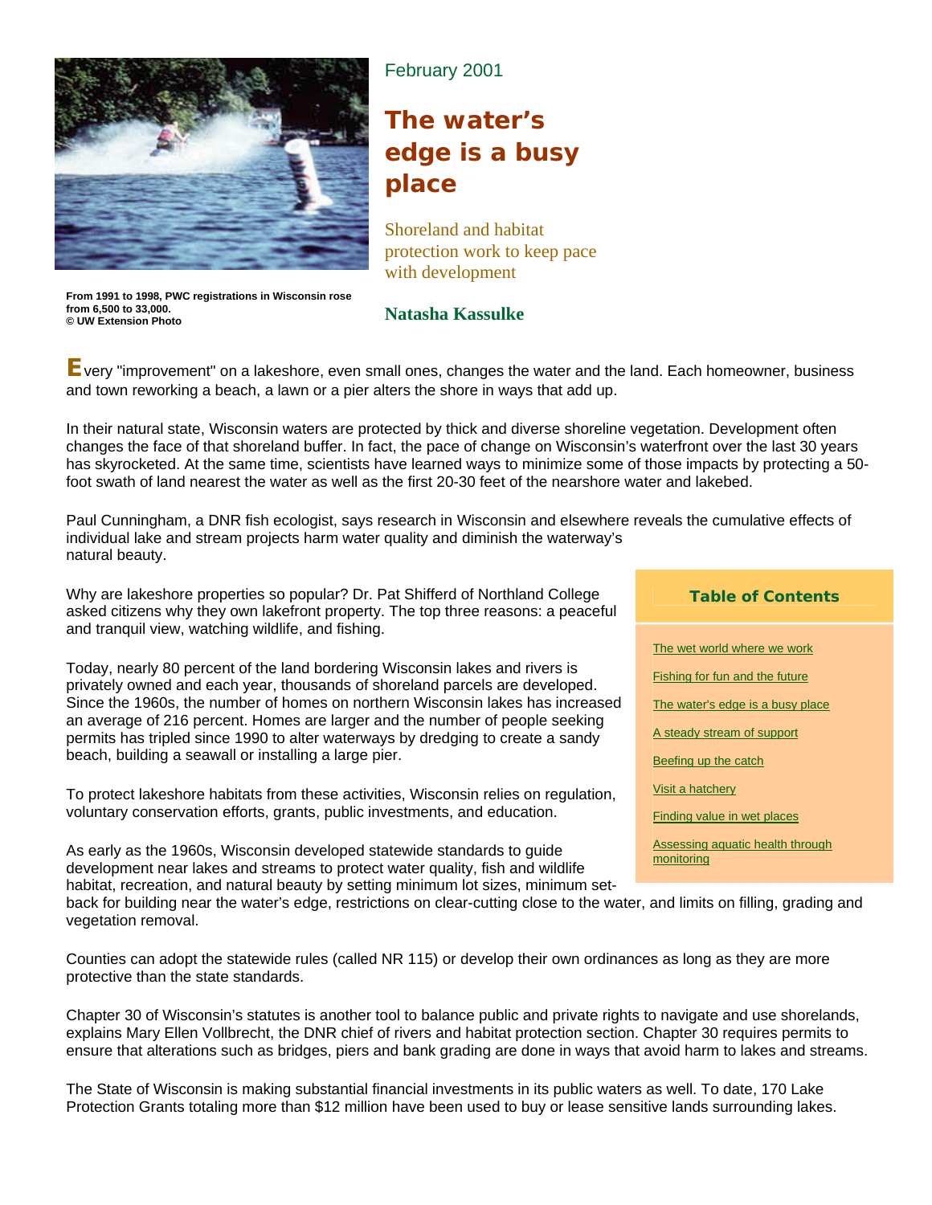From 1991 to 1998, PWC registrations in Wisconsin rose from 6,500 to 33,000.
© UW Extension Photo

February 2001

# The water's edge is a busy place

## Shoreland and habitat protection work to keep pace with development

**Natasha Kassulke**

Every "improvement" on a lakeshore, even small ones, changes the water and the land. Each homeowner, business and town reworking a beach, a lawn or a pier alters the shore in ways that add up.

In their natural state, Wisconsin waters are protected by thick and diverse shoreline vegetation. Development often changes the face of that shoreland buffer. In fact, the pace of change on Wisconsin's waterfront over the last 30 years has skyrocketed. At the same time, scientists have learned ways to minimize some of those impacts by protecting a 50-foot swath of land nearest the water as well as the first 20-30 feet of the nearshore water and lakebed.

Paul Cunningham, a DNR fish ecologist, says research in Wisconsin and elsewhere reveals the cumulative effects of individual lake and stream projects harm water quality and diminish the waterway's natural beauty.

Why are lakeshore properties so popular? Dr. Pat Shifferd of Northland College asked citizens why they own lakefront property. The top three reasons: a peaceful and tranquil view, watching wildlife, and fishing.

Today, nearly 80 percent of the land bordering Wisconsin lakes and rivers is privately owned and each year, thousands of shoreland parcels are developed. Since the 1960s, the number of homes on northern Wisconsin lakes has increased an average of 216 percent. Homes are larger and the number of people seeking permits has tripled since 1990 to alter waterways by dredging to create a sandy beach, building a seawall or installing a large pier.

To protect lakeshore habitats from these activities, Wisconsin relies on regulation, voluntary conservation efforts, grants, public investments, and education.

As early as the 1960s, Wisconsin developed statewide standards to guide development near lakes and streams to protect water quality, fish and wildlife habitat, recreation, and natural beauty by setting minimum lot sizes, minimum set-back for building near the water's edge, restrictions on clear-cutting close to the water, and limits on filling, grading and vegetation removal.

Counties can adopt the statewide rules (called NR 115) or develop their own ordinances as long as they are more protective than the state standards.

Chapter 30 of Wisconsin's statutes is another tool to balance public and private rights to navigate and use shorelands, explains Mary Ellen Vollbrecht, the DNR chief of rivers and habitat protection section. Chapter 30 requires permits to ensure that alterations such as bridges, piers and bank grading are done in ways that avoid harm to lakes and streams.

The State of Wisconsin is making substantial financial investments in its public waters as well. To date, 170 Lake Protection Grants totaling more than $12 million have been used to buy or lease sensitive lands surrounding lakes.

**Table of Contents**

- The wet world where we work
- Fishing for fun and the future
- The water's edge is a busy place
- A steady stream of support
- Beefing up the catch
- Visit a hatchery
- Finding value in wet places
- Assessing aquatic health through monitoring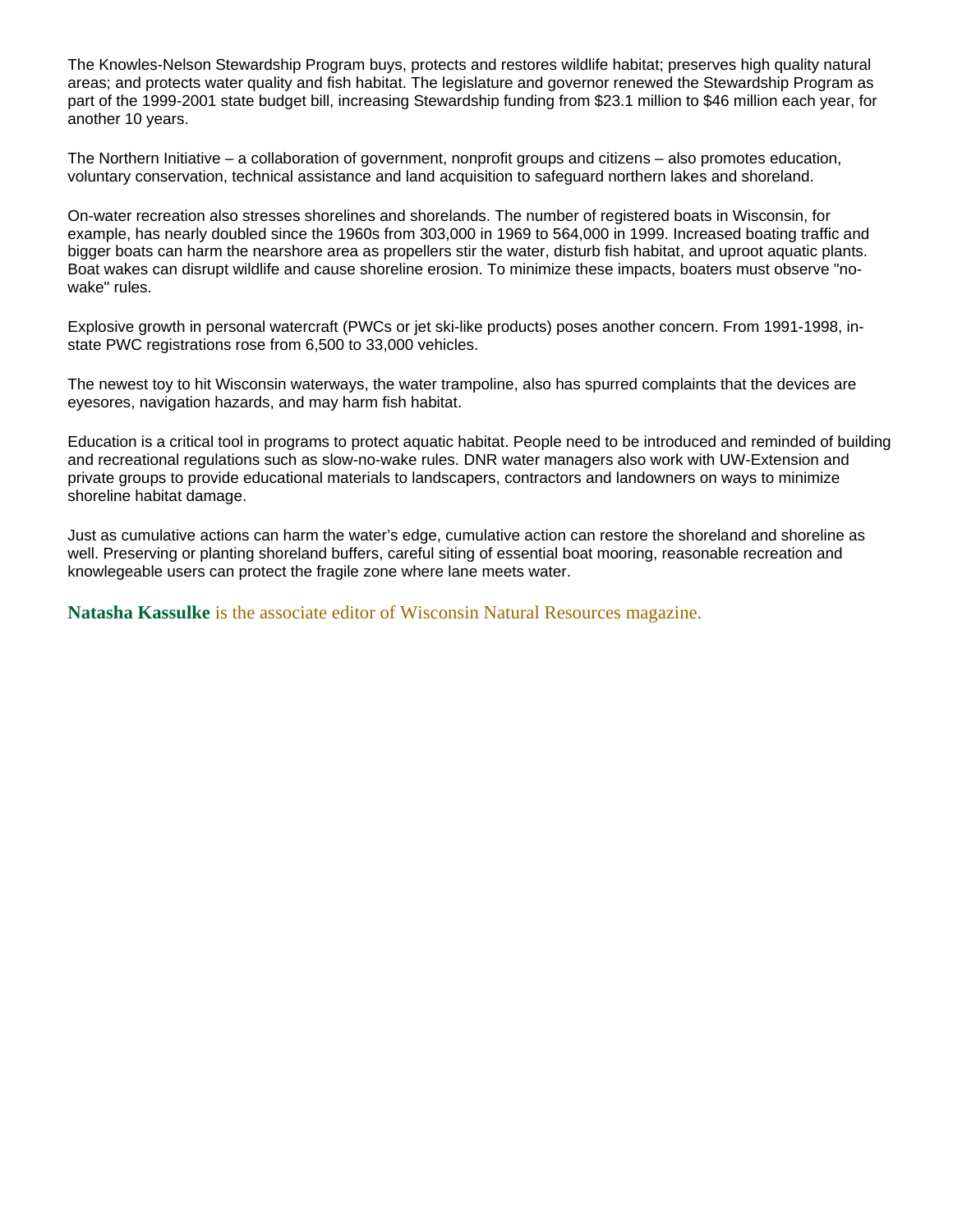The Knowles-Nelson Stewardship Program buys, protects and restores wildlife habitat; preserves high quality natural areas; and protects water quality and fish habitat. The legislature and governor renewed the Stewardship Program as part of the 1999-2001 state budget bill, increasing Stewardship funding from $23.1 million to $46 million each year, for another 10 years.

The Northern Initiative – a collaboration of government, nonprofit groups and citizens – also promotes education, voluntary conservation, technical assistance and land acquisition to safeguard northern lakes and shoreland.

On-water recreation also stresses shorelines and shorelands. The number of registered boats in Wisconsin, for example, has nearly doubled since the 1960s from 303,000 in 1969 to 564,000 in 1999. Increased boating traffic and bigger boats can harm the nearshore area as propellers stir the water, disturb fish habitat, and uproot aquatic plants. Boat wakes can disrupt wildlife and cause shoreline erosion. To minimize these impacts, boaters must observe "no-wake" rules.

Explosive growth in personal watercraft (PWCs or jet ski-like products) poses another concern. From 1991-1998, in-state PWC registrations rose from 6,500 to 33,000 vehicles.

The newest toy to hit Wisconsin waterways, the water trampoline, also has spurred complaints that the devices are eyesores, navigation hazards, and may harm fish habitat.

Education is a critical tool in programs to protect aquatic habitat. People need to be introduced and reminded of building and recreational regulations such as slow-no-wake rules. DNR water managers also work with UW-Extension and private groups to provide educational materials to landscapers, contractors and landowners on ways to minimize shoreline habitat damage.

Just as cumulative actions can harm the water's edge, cumulative action can restore the shoreland and shoreline as well. Preserving or planting shoreland buffers, careful siting of essential boat mooring, reasonable recreation and knowlegeable users can protect the fragile zone where lane meets water.

**Natasha Kassulke** is the associate editor of Wisconsin Natural Resources magazine.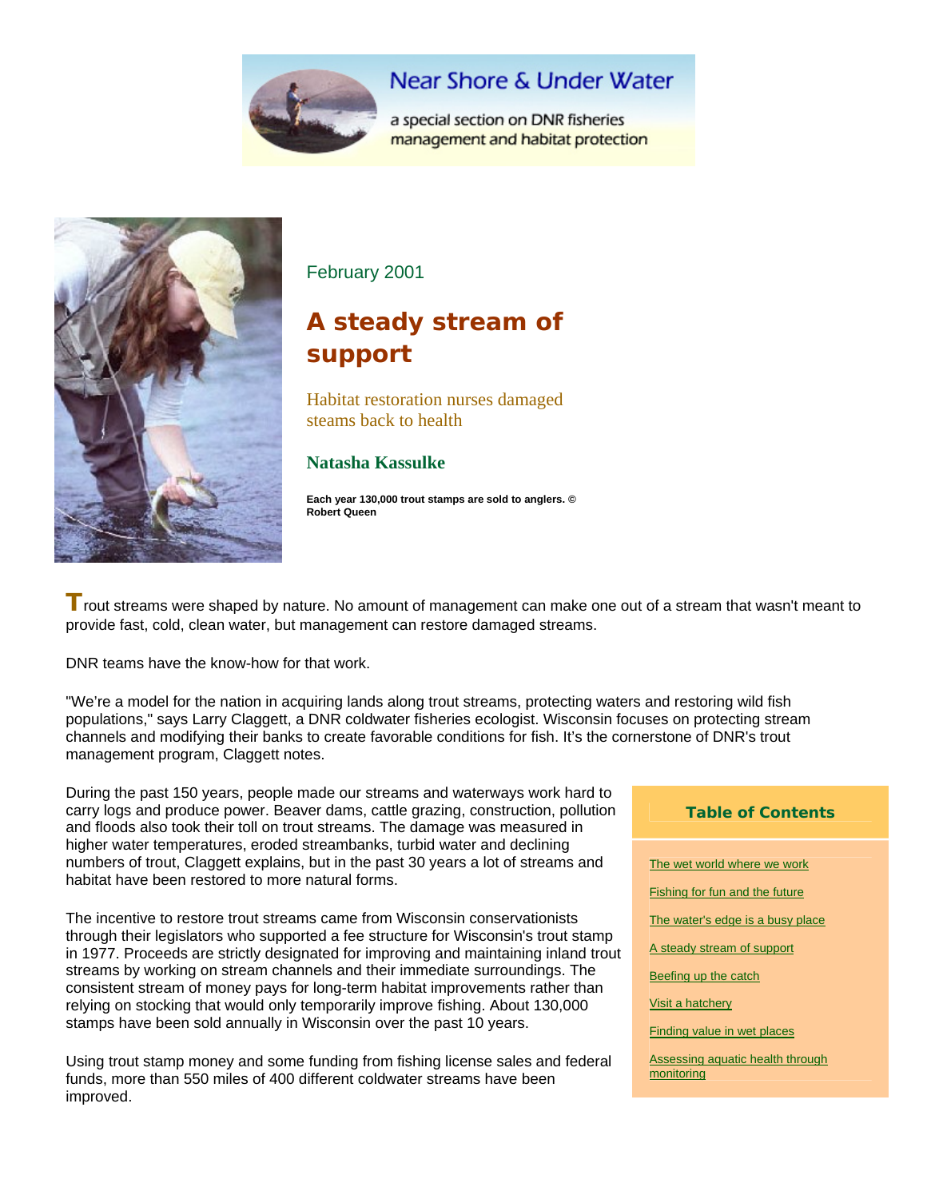Near Shore & Under Water

a special section on DNR fisheries management and habitat protection

February 2001

# A steady stream of support

### Habitat restoration nurses damaged steams back to health

**Natasha Kassulke**

**Each year 130,000 trout stamps are sold to anglers. © Robert Queen**

Trout streams were shaped by nature. No amount of management can make one out of a stream that wasn't meant to provide fast, cold, clean water, but management can restore damaged streams.

DNR teams have the know-how for that work.

"We're a model for the nation in acquiring lands along trout streams, protecting waters and restoring wild fish populations," says Larry Claggett, a DNR coldwater fisheries ecologist. Wisconsin focuses on protecting stream channels and modifying their banks to create favorable conditions for fish. It's the cornerstone of DNR's trout management program, Claggett notes.

During the past 150 years, people made our streams and waterways work hard to carry logs and produce power. Beaver dams, cattle grazing, construction, pollution and floods also took their toll on trout streams. The damage was measured in higher water temperatures, eroded streambanks, turbid water and declining numbers of trout, Claggett explains, but in the past 30 years a lot of streams and habitat have been restored to more natural forms.

The incentive to restore trout streams came from Wisconsin conservationists through their legislators who supported a fee structure for Wisconsin's trout stamp in 1977. Proceeds are strictly designated for improving and maintaining inland trout streams by working on stream channels and their immediate surroundings. The consistent stream of money pays for long-term habitat improvements rather than relying on stocking that would only temporarily improve fishing. About 130,000 stamps have been sold annually in Wisconsin over the past 10 years.

Using trout stamp money and some funding from fishing license sales and federal funds, more than 550 miles of 400 different coldwater streams have been improved.

**Table of Contents**

- The wet world where we work
- Fishing for fun and the future
- The water's edge is a busy place
- A steady stream of support
- Beefing up the catch
- Visit a hatchery
- Finding value in wet places
- Assessing aquatic health through monitoring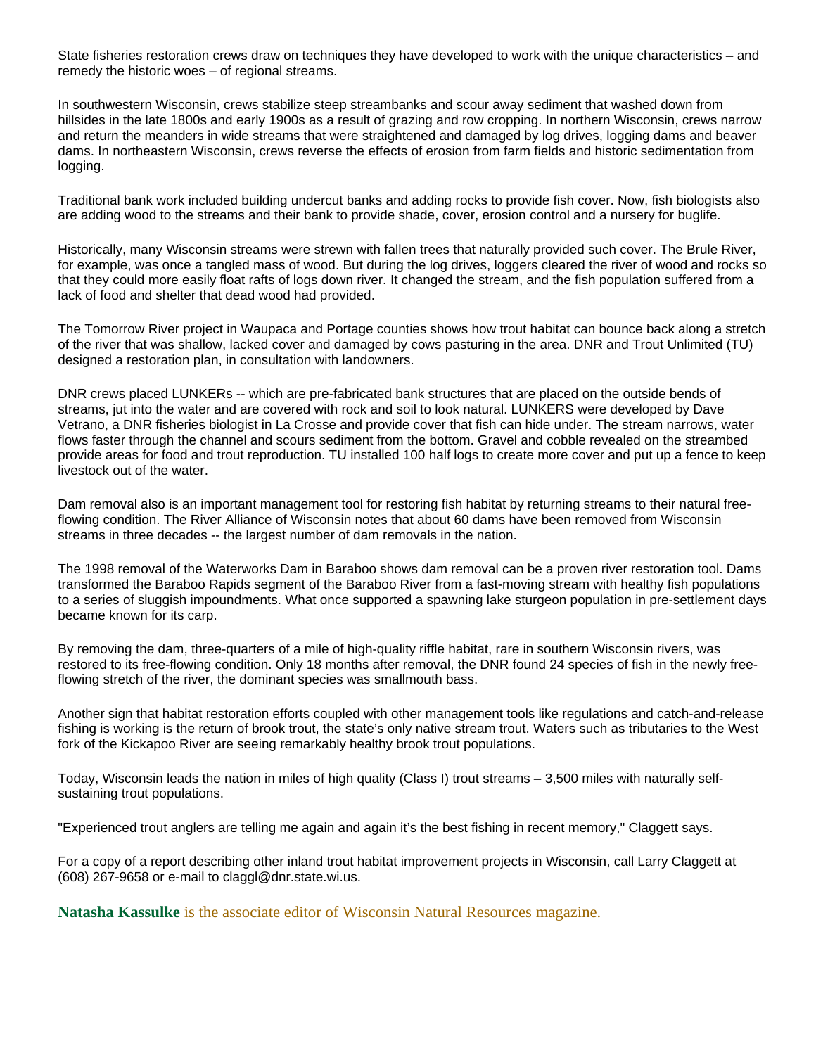State fisheries restoration crews draw on techniques they have developed to work with the unique characteristics – and remedy the historic woes – of regional streams.

In southwestern Wisconsin, crews stabilize steep streambanks and scour away sediment that washed down from hillsides in the late 1800s and early 1900s as a result of grazing and row cropping. In northern Wisconsin, crews narrow and return the meanders in wide streams that were straightened and damaged by log drives, logging dams and beaver dams. In northeastern Wisconsin, crews reverse the effects of erosion from farm fields and historic sedimentation from logging.

Traditional bank work included building undercut banks and adding rocks to provide fish cover. Now, fish biologists also are adding wood to the streams and their bank to provide shade, cover, erosion control and a nursery for buglife.

Historically, many Wisconsin streams were strewn with fallen trees that naturally provided such cover. The Brule River, for example, was once a tangled mass of wood. But during the log drives, loggers cleared the river of wood and rocks so that they could more easily float rafts of logs down river. It changed the stream, and the fish population suffered from a lack of food and shelter that dead wood had provided.

The Tomorrow River project in Waupaca and Portage counties shows how trout habitat can bounce back along a stretch of the river that was shallow, lacked cover and damaged by cows pasturing in the area. DNR and Trout Unlimited (TU) designed a restoration plan, in consultation with landowners.

DNR crews placed LUNKERs -- which are pre-fabricated bank structures that are placed on the outside bends of streams, jut into the water and are covered with rock and soil to look natural. LUNKERS were developed by Dave Vetrano, a DNR fisheries biologist in La Crosse and provide cover that fish can hide under. The stream narrows, water flows faster through the channel and scours sediment from the bottom. Gravel and cobble revealed on the streambed provide areas for food and trout reproduction. TU installed 100 half logs to create more cover and put up a fence to keep livestock out of the water.

Dam removal also is an important management tool for restoring fish habitat by returning streams to their natural free-flowing condition. The River Alliance of Wisconsin notes that about 60 dams have been removed from Wisconsin streams in three decades -- the largest number of dam removals in the nation.

The 1998 removal of the Waterworks Dam in Baraboo shows dam removal can be a proven river restoration tool. Dams transformed the Baraboo Rapids segment of the Baraboo River from a fast-moving stream with healthy fish populations to a series of sluggish impoundments. What once supported a spawning lake sturgeon population in pre-settlement days became known for its carp.

By removing the dam, three-quarters of a mile of high-quality riffle habitat, rare in southern Wisconsin rivers, was restored to its free-flowing condition. Only 18 months after removal, the DNR found 24 species of fish in the newly free-flowing stretch of the river, the dominant species was smallmouth bass.

Another sign that habitat restoration efforts coupled with other management tools like regulations and catch-and-release fishing is working is the return of brook trout, the state's only native stream trout. Waters such as tributaries to the West fork of the Kickapoo River are seeing remarkably healthy brook trout populations.

Today, Wisconsin leads the nation in miles of high quality (Class I) trout streams – 3,500 miles with naturally self-sustaining trout populations.

"Experienced trout anglers are telling me again and again it's the best fishing in recent memory," Claggett says.

For a copy of a report describing other inland trout habitat improvement projects in Wisconsin, call Larry Claggett at (608) 267-9658 or e-mail to claggl@dnr.state.wi.us.

**Natasha Kassulke** is the associate editor of Wisconsin Natural Resources magazine.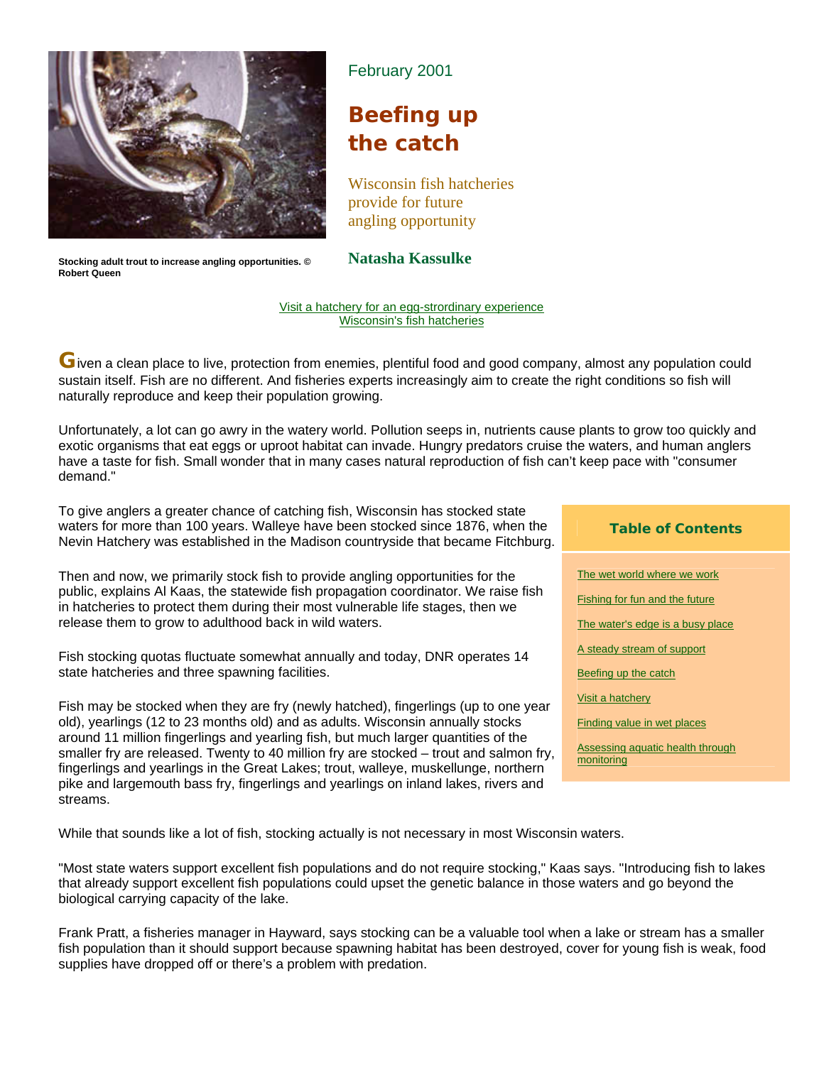Stocking adult trout to increase angling opportunities. © Robert Queen

February 2001

# Beefing up the catch

Wisconsin fish hatcheries provide for future angling opportunity

**Natasha Kassulke**

Visit a hatchery for an egg-strordinary experience
Wisconsin's fish hatcheries

Given a clean place to live, protection from enemies, plentiful food and good company, almost any population could sustain itself. Fish are no different. And fisheries experts increasingly aim to create the right conditions so fish will naturally reproduce and keep their population growing.

Unfortunately, a lot can go awry in the watery world. Pollution seeps in, nutrients cause plants to grow too quickly and exotic organisms that eat eggs or uproot habitat can invade. Hungry predators cruise the waters, and human anglers have a taste for fish. Small wonder that in many cases natural reproduction of fish can't keep pace with "consumer demand."

To give anglers a greater chance of catching fish, Wisconsin has stocked state waters for more than 100 years. Walleye have been stocked since 1876, when the Nevin Hatchery was established in the Madison countryside that became Fitchburg.

Then and now, we primarily stock fish to provide angling opportunities for the public, explains Al Kaas, the statewide fish propagation coordinator. We raise fish in hatcheries to protect them during their most vulnerable life stages, then we release them to grow to adulthood back in wild waters.

Fish stocking quotas fluctuate somewhat annually and today, DNR operates 14 state hatcheries and three spawning facilities.

Fish may be stocked when they are fry (newly hatched), fingerlings (up to one year old), yearlings (12 to 23 months old) and as adults. Wisconsin annually stocks around 11 million fingerlings and yearling fish, but much larger quantities of the smaller fry are released. Twenty to 40 million fry are stocked – trout and salmon fry, fingerlings and yearlings in the Great Lakes; trout, walleye, muskellunge, northern pike and largemouth bass fry, fingerlings and yearlings on inland lakes, rivers and streams.

**Table of Contents**

- The wet world where we work
- Fishing for fun and the future
- The water's edge is a busy place
- A steady stream of support
- Beefing up the catch
- Visit a hatchery
- Finding value in wet places
- Assessing aquatic health through monitoring

While that sounds like a lot of fish, stocking actually is not necessary in most Wisconsin waters.

"Most state waters support excellent fish populations and do not require stocking," Kaas says. "Introducing fish to lakes that already support excellent fish populations could upset the genetic balance in those waters and go beyond the biological carrying capacity of the lake.

Frank Pratt, a fisheries manager in Hayward, says stocking can be a valuable tool when a lake or stream has a smaller fish population than it should support because spawning habitat has been destroyed, cover for young fish is weak, food supplies have dropped off or there's a problem with predation.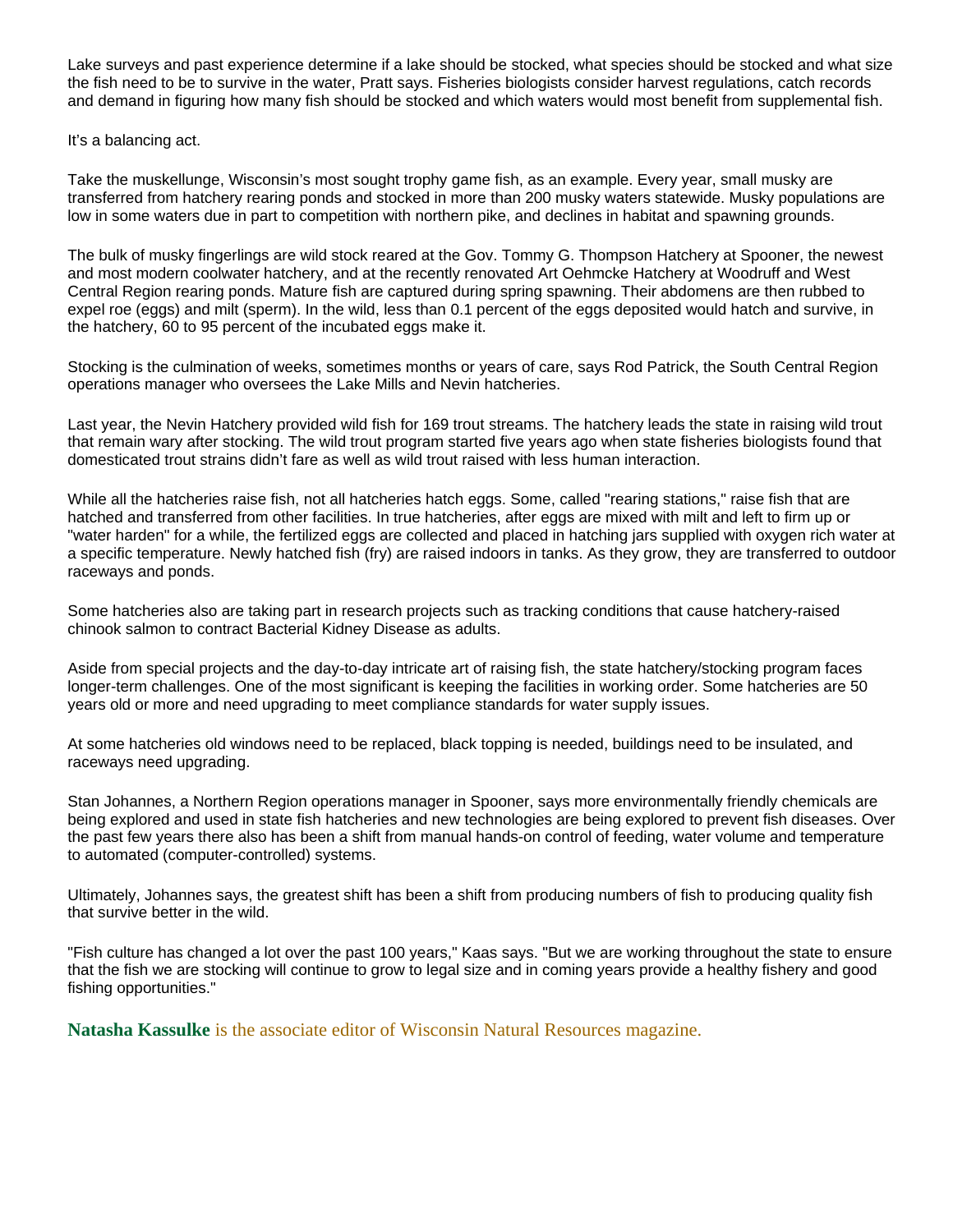Lake surveys and past experience determine if a lake should be stocked, what species should be stocked and what size the fish need to be to survive in the water, Pratt says. Fisheries biologists consider harvest regulations, catch records and demand in figuring how many fish should be stocked and which waters would most benefit from supplemental fish.

It's a balancing act.

Take the muskellunge, Wisconsin's most sought trophy game fish, as an example. Every year, small musky are transferred from hatchery rearing ponds and stocked in more than 200 musky waters statewide. Musky populations are low in some waters due in part to competition with northern pike, and declines in habitat and spawning grounds.

The bulk of musky fingerlings are wild stock reared at the Gov. Tommy G. Thompson Hatchery at Spooner, the newest and most modern coolwater hatchery, and at the recently renovated Art Oehmcke Hatchery at Woodruff and West Central Region rearing ponds. Mature fish are captured during spring spawning. Their abdomens are then rubbed to expel roe (eggs) and milt (sperm). In the wild, less than 0.1 percent of the eggs deposited would hatch and survive, in the hatchery, 60 to 95 percent of the incubated eggs make it.

Stocking is the culmination of weeks, sometimes months or years of care, says Rod Patrick, the South Central Region operations manager who oversees the Lake Mills and Nevin hatcheries.

Last year, the Nevin Hatchery provided wild fish for 169 trout streams. The hatchery leads the state in raising wild trout that remain wary after stocking. The wild trout program started five years ago when state fisheries biologists found that domesticated trout strains didn't fare as well as wild trout raised with less human interaction.

While all the hatcheries raise fish, not all hatcheries hatch eggs. Some, called "rearing stations," raise fish that are hatched and transferred from other facilities. In true hatcheries, after eggs are mixed with milt and left to firm up or "water harden" for a while, the fertilized eggs are collected and placed in hatching jars supplied with oxygen rich water at a specific temperature. Newly hatched fish (fry) are raised indoors in tanks. As they grow, they are transferred to outdoor raceways and ponds.

Some hatcheries also are taking part in research projects such as tracking conditions that cause hatchery-raised chinook salmon to contract Bacterial Kidney Disease as adults.

Aside from special projects and the day-to-day intricate art of raising fish, the state hatchery/stocking program faces longer-term challenges. One of the most significant is keeping the facilities in working order. Some hatcheries are 50 years old or more and need upgrading to meet compliance standards for water supply issues.

At some hatcheries old windows need to be replaced, black topping is needed, buildings need to be insulated, and raceways need upgrading.

Stan Johannes, a Northern Region operations manager in Spooner, says more environmentally friendly chemicals are being explored and used in state fish hatcheries and new technologies are being explored to prevent fish diseases. Over the past few years there also has been a shift from manual hands-on control of feeding, water volume and temperature to automated (computer-controlled) systems.

Ultimately, Johannes says, the greatest shift has been a shift from producing numbers of fish to producing quality fish that survive better in the wild.

"Fish culture has changed a lot over the past 100 years," Kaas says. "But we are working throughout the state to ensure that the fish we are stocking will continue to grow to legal size and in coming years provide a healthy fishery and good fishing opportunities."

**Natasha Kassulke** is the associate editor of Wisconsin Natural Resources magazine.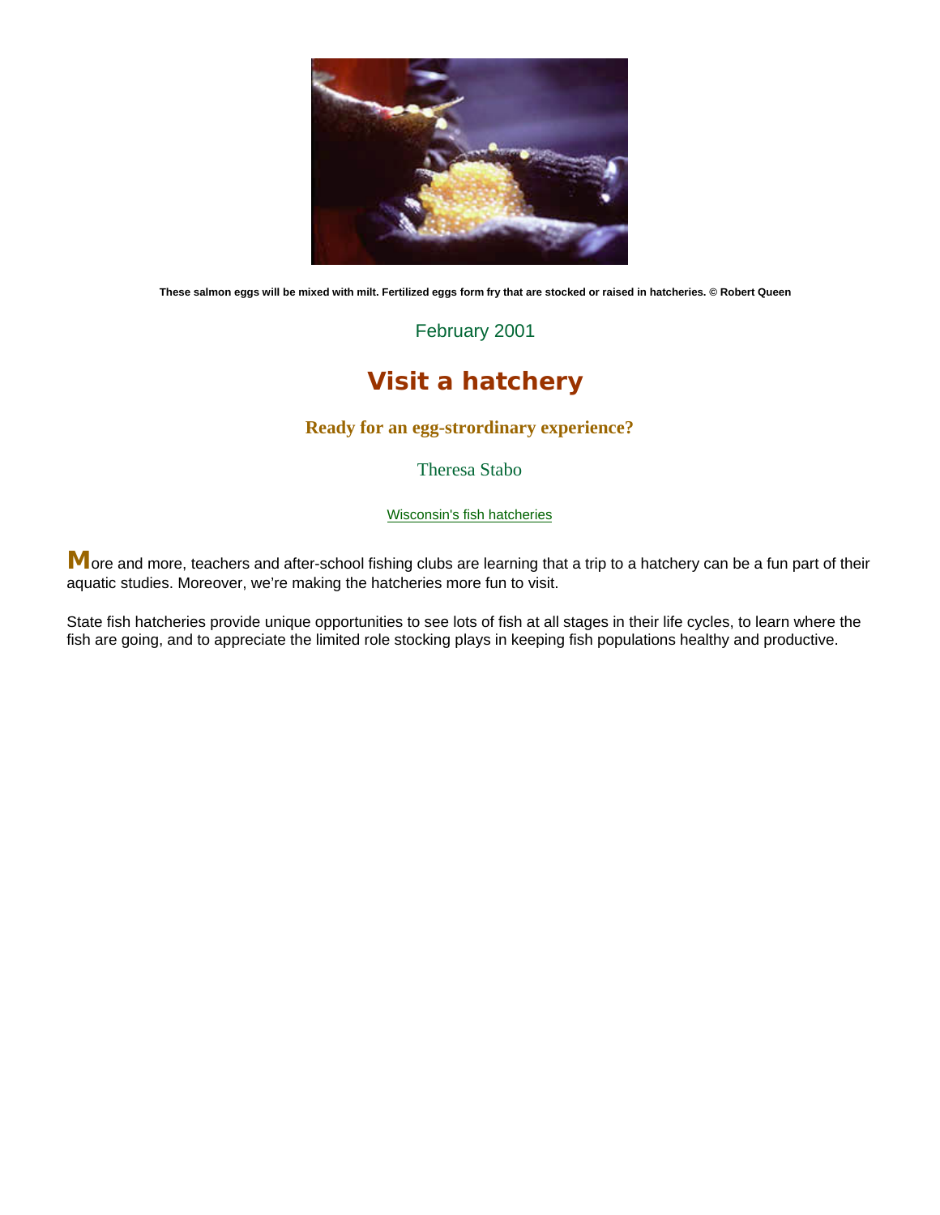These salmon eggs will be mixed with milt. Fertilized eggs form fry that are stocked or raised in hatcheries. © Robert Queen

February 2001

# Visit a hatchery

### Ready for an egg-strordinary experience?

Theresa Stabo

Wisconsin's fish hatcheries

More and more, teachers and after-school fishing clubs are learning that a trip to a hatchery can be a fun part of their aquatic studies. Moreover, we're making the hatcheries more fun to visit.

State fish hatcheries provide unique opportunities to see lots of fish at all stages in their life cycles, to learn where the fish are going, and to appreciate the limited role stocking plays in keeping fish populations healthy and productive.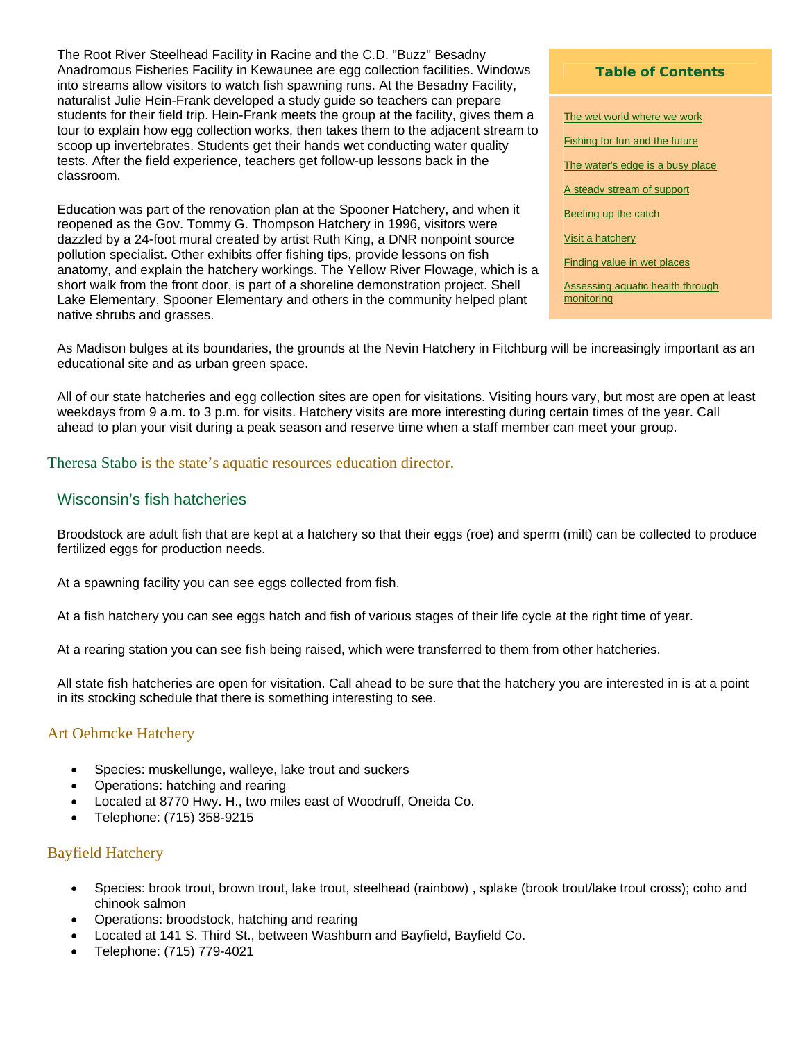The Root River Steelhead Facility in Racine and the C.D. "Buzz" Besadny Anadromous Fisheries Facility in Kewaunee are egg collection facilities. Windows into streams allow visitors to watch fish spawning runs. At the Besadny Facility, naturalist Julie Hein-Frank developed a study guide so teachers can prepare students for their field trip. Hein-Frank meets the group at the facility, gives them a tour to explain how egg collection works, then takes them to the adjacent stream to scoop up invertebrates. Students get their hands wet conducting water quality tests. After the field experience, teachers get follow-up lessons back in the classroom.

Education was part of the renovation plan at the Spooner Hatchery, and when it reopened as the Gov. Tommy G. Thompson Hatchery in 1996, visitors were dazzled by a 24-foot mural created by artist Ruth King, a DNR nonpoint source pollution specialist. Other exhibits offer fishing tips, provide lessons on fish anatomy, and explain the hatchery workings. The Yellow River Flowage, which is a short walk from the front door, is part of a shoreline demonstration project. Shell Lake Elementary, Spooner Elementary and others in the community helped plant native shrubs and grasses.

**Table of Contents**

- The wet world where we work
- Fishing for fun and the future
- The water's edge is a busy place
- A steady stream of support
- Beefing up the catch
- Visit a hatchery
- Finding value in wet places
- Assessing aquatic health through monitoring

As Madison bulges at its boundaries, the grounds at the Nevin Hatchery in Fitchburg will be increasingly important as an educational site and as urban green space.

All of our state hatcheries and egg collection sites are open for visitations. Visiting hours vary, but most are open at least weekdays from 9 a.m. to 3 p.m. for visits. Hatchery visits are more interesting during certain times of the year. Call ahead to plan your visit during a peak season and reserve time when a staff member can meet your group.

Theresa Stabo is the state's aquatic resources education director.

## Wisconsin's fish hatcheries

Broodstock are adult fish that are kept at a hatchery so that their eggs (roe) and sperm (milt) can be collected to produce fertilized eggs for production needs.

At a spawning facility you can see eggs collected from fish.

At a fish hatchery you can see eggs hatch and fish of various stages of their life cycle at the right time of year.

At a rearing station you can see fish being raised, which were transferred to them from other hatcheries.

All state fish hatcheries are open for visitation. Call ahead to be sure that the hatchery you are interested in is at a point in its stocking schedule that there is something interesting to see.

### Art Oehmcke Hatchery

- Species: muskellunge, walleye, lake trout and suckers
- Operations: hatching and rearing
- Located at 8770 Hwy. H., two miles east of Woodruff, Oneida Co.
- Telephone: (715) 358-9215

### Bayfield Hatchery

- Species: brook trout, brown trout, lake trout, steelhead (rainbow) , splake (brook trout/lake trout cross); coho and chinook salmon
- Operations: broodstock, hatching and rearing
- Located at 141 S. Third St., between Washburn and Bayfield, Bayfield Co.
- Telephone: (715) 779-4021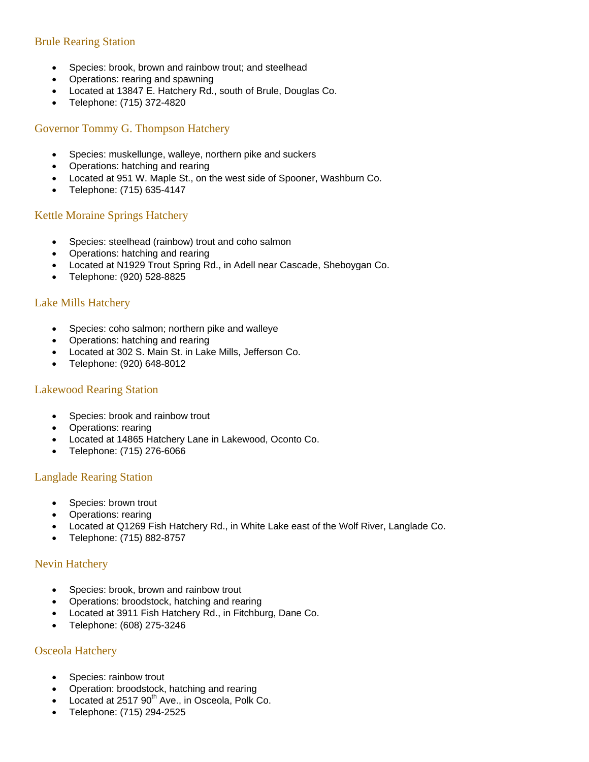### Brule Rearing Station

- Species: brook, brown and rainbow trout; and steelhead
- Operations: rearing and spawning
- Located at 13847 E. Hatchery Rd., south of Brule, Douglas Co.
- Telephone: (715) 372-4820

### Governor Tommy G. Thompson Hatchery

- Species: muskellunge, walleye, northern pike and suckers
- Operations: hatching and rearing
- Located at 951 W. Maple St., on the west side of Spooner, Washburn Co.
- Telephone: (715) 635-4147

### Kettle Moraine Springs Hatchery

- Species: steelhead (rainbow) trout and coho salmon
- Operations: hatching and rearing
- Located at N1929 Trout Spring Rd., in Adell near Cascade, Sheboygan Co.
- Telephone: (920) 528-8825

### Lake Mills Hatchery

- Species: coho salmon; northern pike and walleye
- Operations: hatching and rearing
- Located at 302 S. Main St. in Lake Mills, Jefferson Co.
- Telephone: (920) 648-8012

### Lakewood Rearing Station

- Species: brook and rainbow trout
- Operations: rearing
- Located at 14865 Hatchery Lane in Lakewood, Oconto Co.
- Telephone: (715) 276-6066

### Langlade Rearing Station

- Species: brown trout
- Operations: rearing
- Located at Q1269 Fish Hatchery Rd., in White Lake east of the Wolf River, Langlade Co.
- Telephone: (715) 882-8757

### Nevin Hatchery

- Species: brook, brown and rainbow trout
- Operations: broodstock, hatching and rearing
- Located at 3911 Fish Hatchery Rd., in Fitchburg, Dane Co.
- Telephone: (608) 275-3246

### Osceola Hatchery

- Species: rainbow trout
- Operation: broodstock, hatching and rearing
- Located at 2517 90th Ave., in Osceola, Polk Co.
- Telephone: (715) 294-2525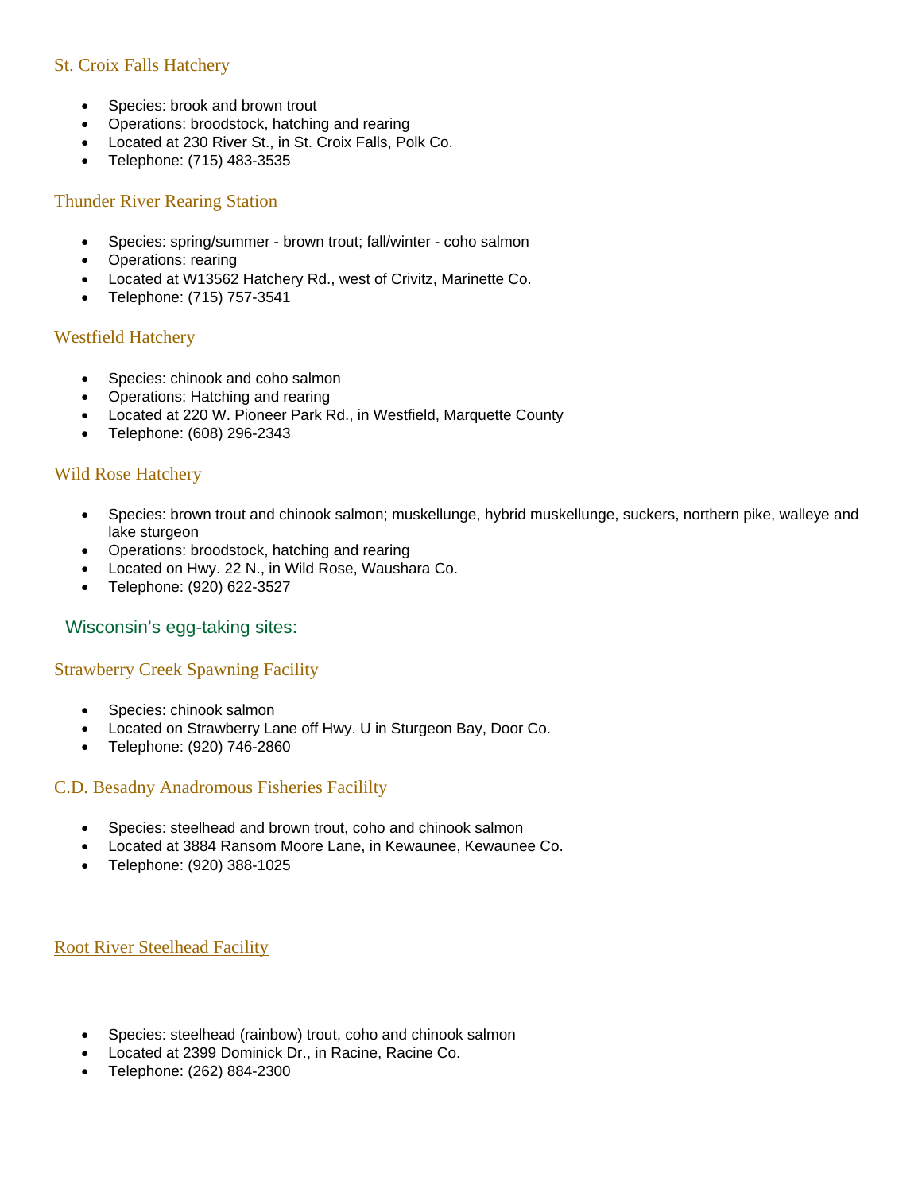### St. Croix Falls Hatchery

- Species: brook and brown trout
- Operations: broodstock, hatching and rearing
- Located at 230 River St., in St. Croix Falls, Polk Co.
- Telephone: (715) 483-3535

### Thunder River Rearing Station

- Species: spring/summer - brown trout; fall/winter - coho salmon
- Operations: rearing
- Located at W13562 Hatchery Rd., west of Crivitz, Marinette Co.
- Telephone: (715) 757-3541

### Westfield Hatchery

- Species: chinook and coho salmon
- Operations: Hatching and rearing
- Located at 220 W. Pioneer Park Rd., in Westfield, Marquette County
- Telephone: (608) 296-2343

### Wild Rose Hatchery

- Species: brown trout and chinook salmon; muskellunge, hybrid muskellunge, suckers, northern pike, walleye and lake sturgeon
- Operations: broodstock, hatching and rearing
- Located on Hwy. 22 N., in Wild Rose, Waushara Co.
- Telephone: (920) 622-3527

## Wisconsin's egg-taking sites:

### Strawberry Creek Spawning Facility

- Species: chinook salmon
- Located on Strawberry Lane off Hwy. U in Sturgeon Bay, Door Co.
- Telephone: (920) 746-2860

### C.D. Besadny Anadromous Fisheries Facililty

- Species: steelhead and brown trout, coho and chinook salmon
- Located at 3884 Ransom Moore Lane, in Kewaunee, Kewaunee Co.
- Telephone: (920) 388-1025

### Root River Steelhead Facility

- Species: steelhead (rainbow) trout, coho and chinook salmon
- Located at 2399 Dominick Dr., in Racine, Racine Co.
- Telephone: (262) 884-2300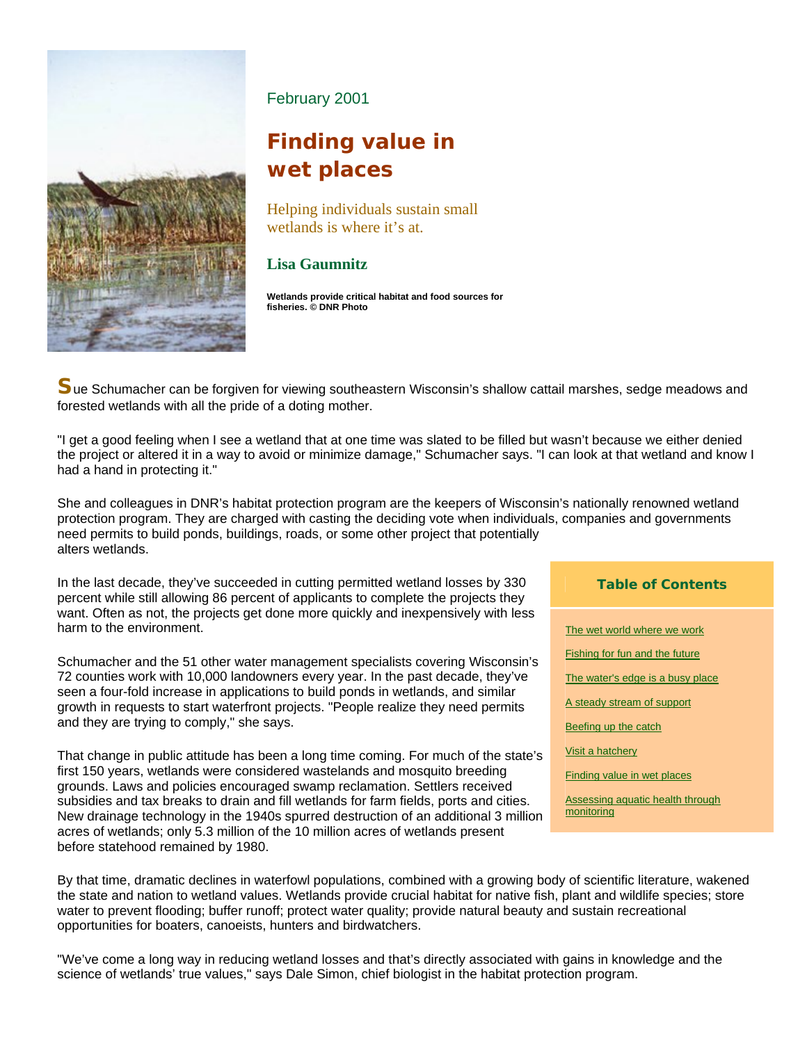February 2001

# Finding value in wet places

Helping individuals sustain small wetlands is where it's at.

**Lisa Gaumnitz**

**Wetlands provide critical habitat and food sources for fisheries. © DNR Photo**

Sue Schumacher can be forgiven for viewing southeastern Wisconsin's shallow cattail marshes, sedge meadows and forested wetlands with all the pride of a doting mother.

"I get a good feeling when I see a wetland that at one time was slated to be filled but wasn't because we either denied the project or altered it in a way to avoid or minimize damage," Schumacher says. "I can look at that wetland and know I had a hand in protecting it."

She and colleagues in DNR's habitat protection program are the keepers of Wisconsin's nationally renowned wetland protection program. They are charged with casting the deciding vote when individuals, companies and governments need permits to build ponds, buildings, roads, or some other project that potentially alters wetlands.

In the last decade, they've succeeded in cutting permitted wetland losses by 330 percent while still allowing 86 percent of applicants to complete the projects they want. Often as not, the projects get done more quickly and inexpensively with less harm to the environment.

Schumacher and the 51 other water management specialists covering Wisconsin's 72 counties work with 10,000 landowners every year. In the past decade, they've seen a four-fold increase in applications to build ponds in wetlands, and similar growth in requests to start waterfront projects. "People realize they need permits and they are trying to comply," she says.

That change in public attitude has been a long time coming. For much of the state's first 150 years, wetlands were considered wastelands and mosquito breeding grounds. Laws and policies encouraged swamp reclamation. Settlers received subsidies and tax breaks to drain and fill wetlands for farm fields, ports and cities. New drainage technology in the 1940s spurred destruction of an additional 3 million acres of wetlands; only 5.3 million of the 10 million acres of wetlands present before statehood remained by 1980.

**Table of Contents**

- The wet world where we work
- Fishing for fun and the future
- The water's edge is a busy place
- A steady stream of support
- Beefing up the catch
- Visit a hatchery
- Finding value in wet places
- Assessing aquatic health through monitoring

By that time, dramatic declines in waterfowl populations, combined with a growing body of scientific literature, wakened the state and nation to wetland values. Wetlands provide crucial habitat for native fish, plant and wildlife species; store water to prevent flooding; buffer runoff; protect water quality; provide natural beauty and sustain recreational opportunities for boaters, canoeists, hunters and birdwatchers.

"We've come a long way in reducing wetland losses and that's directly associated with gains in knowledge and the science of wetlands' true values," says Dale Simon, chief biologist in the habitat protection program.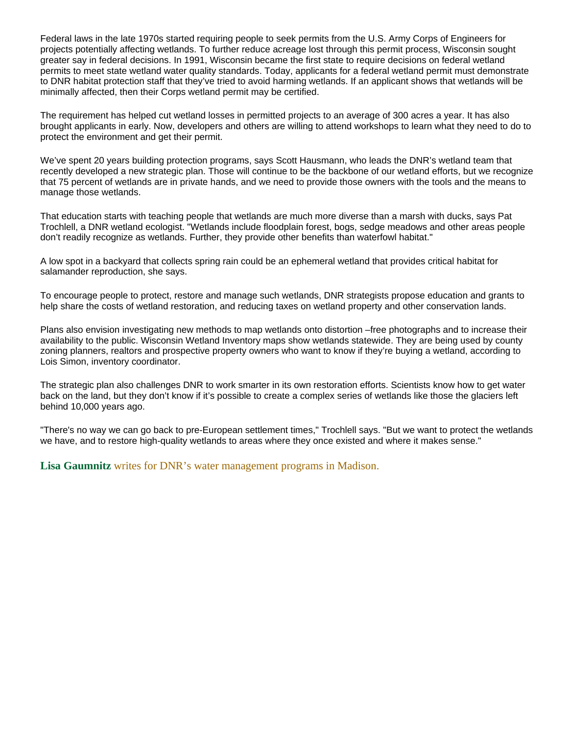Federal laws in the late 1970s started requiring people to seek permits from the U.S. Army Corps of Engineers for projects potentially affecting wetlands. To further reduce acreage lost through this permit process, Wisconsin sought greater say in federal decisions. In 1991, Wisconsin became the first state to require decisions on federal wetland permits to meet state wetland water quality standards. Today, applicants for a federal wetland permit must demonstrate to DNR habitat protection staff that they've tried to avoid harming wetlands. If an applicant shows that wetlands will be minimally affected, then their Corps wetland permit may be certified.

The requirement has helped cut wetland losses in permitted projects to an average of 300 acres a year. It has also brought applicants in early. Now, developers and others are willing to attend workshops to learn what they need to do to protect the environment and get their permit.

We've spent 20 years building protection programs, says Scott Hausmann, who leads the DNR's wetland team that recently developed a new strategic plan. Those will continue to be the backbone of our wetland efforts, but we recognize that 75 percent of wetlands are in private hands, and we need to provide those owners with the tools and the means to manage those wetlands.

That education starts with teaching people that wetlands are much more diverse than a marsh with ducks, says Pat Trochlell, a DNR wetland ecologist. "Wetlands include floodplain forest, bogs, sedge meadows and other areas people don't readily recognize as wetlands. Further, they provide other benefits than waterfowl habitat."

A low spot in a backyard that collects spring rain could be an ephemeral wetland that provides critical habitat for salamander reproduction, she says.

To encourage people to protect, restore and manage such wetlands, DNR strategists propose education and grants to help share the costs of wetland restoration, and reducing taxes on wetland property and other conservation lands.

Plans also envision investigating new methods to map wetlands onto distortion –free photographs and to increase their availability to the public. Wisconsin Wetland Inventory maps show wetlands statewide. They are being used by county zoning planners, realtors and prospective property owners who want to know if they're buying a wetland, according to Lois Simon, inventory coordinator.

The strategic plan also challenges DNR to work smarter in its own restoration efforts. Scientists know how to get water back on the land, but they don't know if it's possible to create a complex series of wetlands like those the glaciers left behind 10,000 years ago.

"There's no way we can go back to pre-European settlement times," Trochlell says. "But we want to protect the wetlands we have, and to restore high-quality wetlands to areas where they once existed and where it makes sense."

**Lisa Gaumnitz** writes for DNR's water management programs in Madison.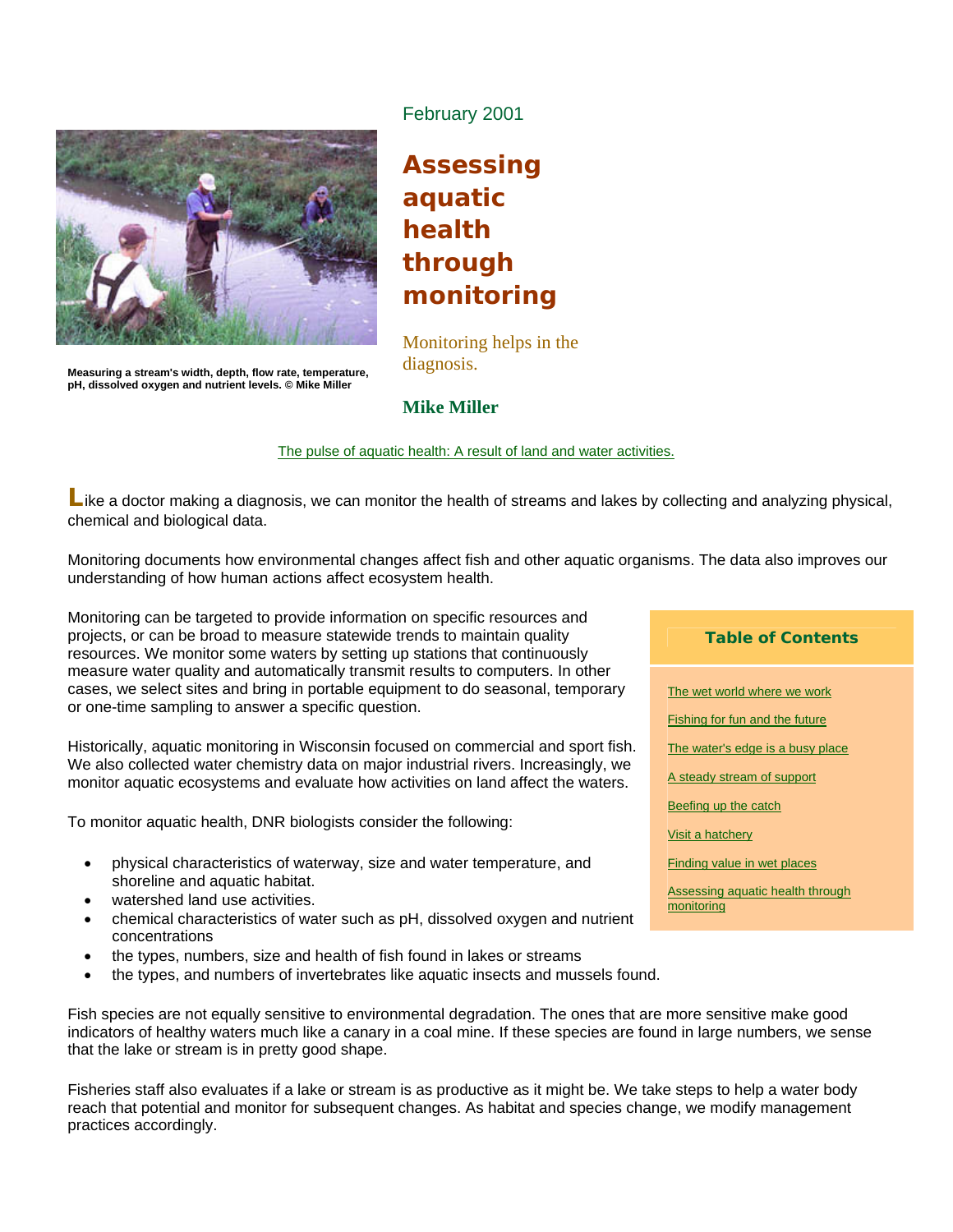February 2001

# Assessing aquatic health through monitoring

Monitoring helps in the diagnosis.

**Mike Miller**

Measuring a stream's width, depth, flow rate, temperature, pH, dissolved oxygen and nutrient levels. © Mike Miller

The pulse of aquatic health: A result of land and water activities.

Like a doctor making a diagnosis, we can monitor the health of streams and lakes by collecting and analyzing physical, chemical and biological data.

Monitoring documents how environmental changes affect fish and other aquatic organisms. The data also improves our understanding of how human actions affect ecosystem health.

Monitoring can be targeted to provide information on specific resources and projects, or can be broad to measure statewide trends to maintain quality resources. We monitor some waters by setting up stations that continuously measure water quality and automatically transmit results to computers. In other cases, we select sites and bring in portable equipment to do seasonal, temporary or one-time sampling to answer a specific question.

Historically, aquatic monitoring in Wisconsin focused on commercial and sport fish. We also collected water chemistry data on major industrial rivers. Increasingly, we monitor aquatic ecosystems and evaluate how activities on land affect the waters.

To monitor aquatic health, DNR biologists consider the following:

- physical characteristics of waterway, size and water temperature, and shoreline and aquatic habitat.
- watershed land use activities.
- chemical characteristics of water such as pH, dissolved oxygen and nutrient concentrations
- the types, numbers, size and health of fish found in lakes or streams
- the types, and numbers of invertebrates like aquatic insects and mussels found.

Fish species are not equally sensitive to environmental degradation. The ones that are more sensitive make good indicators of healthy waters much like a canary in a coal mine. If these species are found in large numbers, we sense that the lake or stream is in pretty good shape.

Fisheries staff also evaluates if a lake or stream is as productive as it might be. We take steps to help a water body reach that potential and monitor for subsequent changes. As habitat and species change, we modify management practices accordingly.

**Table of Contents**

- The wet world where we work
- Fishing for fun and the future
- The water's edge is a busy place
- A steady stream of support
- Beefing up the catch
- Visit a hatchery
- Finding value in wet places
- Assessing aquatic health through monitoring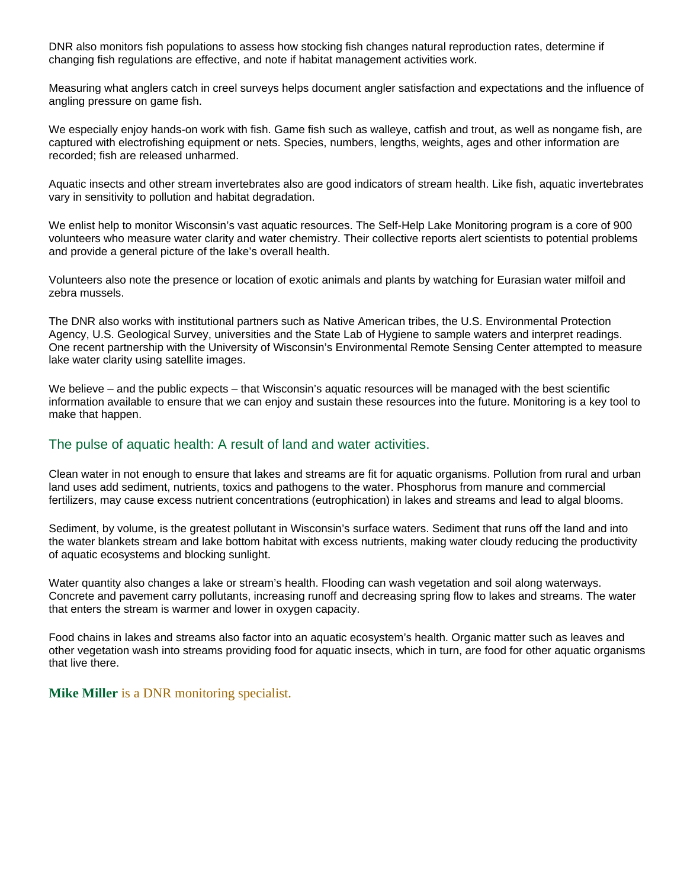DNR also monitors fish populations to assess how stocking fish changes natural reproduction rates, determine if changing fish regulations are effective, and note if habitat management activities work.

Measuring what anglers catch in creel surveys helps document angler satisfaction and expectations and the influence of angling pressure on game fish.

We especially enjoy hands-on work with fish. Game fish such as walleye, catfish and trout, as well as nongame fish, are captured with electrofishing equipment or nets. Species, numbers, lengths, weights, ages and other information are recorded; fish are released unharmed.

Aquatic insects and other stream invertebrates also are good indicators of stream health. Like fish, aquatic invertebrates vary in sensitivity to pollution and habitat degradation.

We enlist help to monitor Wisconsin's vast aquatic resources. The Self-Help Lake Monitoring program is a core of 900 volunteers who measure water clarity and water chemistry. Their collective reports alert scientists to potential problems and provide a general picture of the lake's overall health.

Volunteers also note the presence or location of exotic animals and plants by watching for Eurasian water milfoil and zebra mussels.

The DNR also works with institutional partners such as Native American tribes, the U.S. Environmental Protection Agency, U.S. Geological Survey, universities and the State Lab of Hygiene to sample waters and interpret readings. One recent partnership with the University of Wisconsin's Environmental Remote Sensing Center attempted to measure lake water clarity using satellite images.

We believe – and the public expects – that Wisconsin's aquatic resources will be managed with the best scientific information available to ensure that we can enjoy and sustain these resources into the future. Monitoring is a key tool to make that happen.

## The pulse of aquatic health: A result of land and water activities.

Clean water in not enough to ensure that lakes and streams are fit for aquatic organisms. Pollution from rural and urban land uses add sediment, nutrients, toxics and pathogens to the water. Phosphorus from manure and commercial fertilizers, may cause excess nutrient concentrations (eutrophication) in lakes and streams and lead to algal blooms.

Sediment, by volume, is the greatest pollutant in Wisconsin's surface waters. Sediment that runs off the land and into the water blankets stream and lake bottom habitat with excess nutrients, making water cloudy reducing the productivity of aquatic ecosystems and blocking sunlight.

Water quantity also changes a lake or stream's health. Flooding can wash vegetation and soil along waterways. Concrete and pavement carry pollutants, increasing runoff and decreasing spring flow to lakes and streams. The water that enters the stream is warmer and lower in oxygen capacity.

Food chains in lakes and streams also factor into an aquatic ecosystem's health. Organic matter such as leaves and other vegetation wash into streams providing food for aquatic insects, which in turn, are food for other aquatic organisms that live there.

**Mike Miller** is a DNR monitoring specialist.